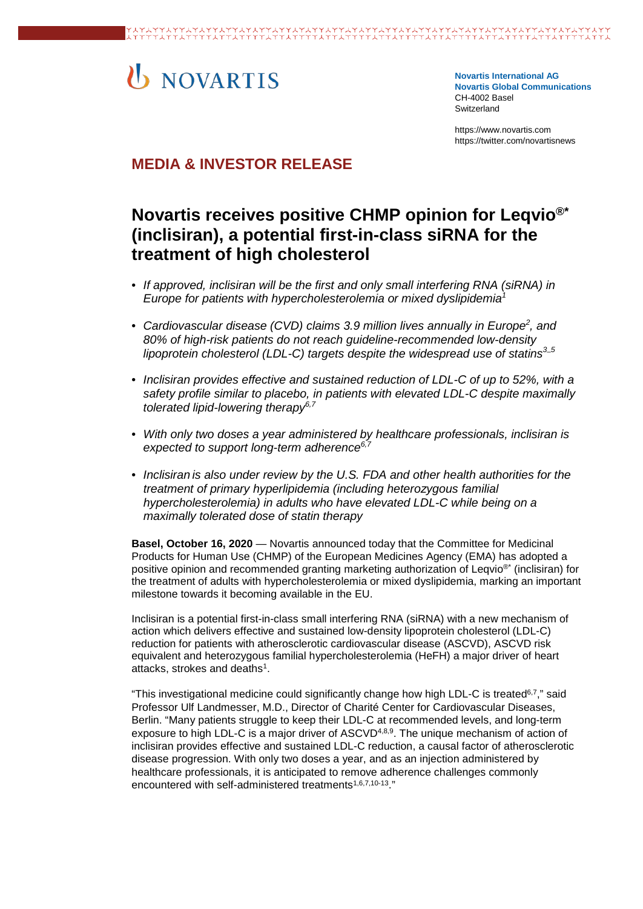NOVARTIS

**Novartis International AG**
**Novartis Global Communications**
CH-4002 Basel
Switzerland

https://www.novartis.com
https://twitter.com/novartisnews

## MEDIA & INVESTOR RELEASE

# Novartis receives positive CHMP opinion for Leqvio®* (inclisiran), a potential first-in-class siRNA for the treatment of high cholesterol

- *If approved, inclisiran will be the first and only small interfering RNA (siRNA) in Europe for patients with hypercholesterolemia or mixed dyslipidemia*[1]
- *Cardiovascular disease (CVD) claims 3.9 million lives annually in Europe*[2]*, and 80% of high-risk patients do not reach guideline-recommended low-density lipoprotein cholesterol (LDL-C) targets despite the widespread use of statins*[3–5]
- *Inclisiran provides effective and sustained reduction of LDL-C of up to 52%, with a safety profile similar to placebo, in patients with elevated LDL-C despite maximally tolerated lipid-lowering therapy*[6,7]
- *With only two doses a year administered by healthcare professionals, inclisiran is expected to support long-term adherence*[6,7]
- *Inclisiran is also under review by the U.S. FDA and other health authorities for the treatment of primary hyperlipidemia (including heterozygous familial hypercholesterolemia) in adults who have elevated LDL-C while being on a maximally tolerated dose of statin therapy*

**Basel, October 16, 2020** — Novartis announced today that the Committee for Medicinal Products for Human Use (CHMP) of the European Medicines Agency (EMA) has adopted a positive opinion and recommended granting marketing authorization of Leqvio®* (inclisiran) for the treatment of adults with hypercholesterolemia or mixed dyslipidemia, marking an important milestone towards it becoming available in the EU.

Inclisiran is a potential first-in-class small interfering RNA (siRNA) with a new mechanism of action which delivers effective and sustained low-density lipoprotein cholesterol (LDL-C) reduction for patients with atherosclerotic cardiovascular disease (ASCVD), ASCVD risk equivalent and heterozygous familial hypercholesterolemia (HeFH) a major driver of heart attacks, strokes and deaths[1].

"This investigational medicine could significantly change how high LDL-C is treated[6,7]," said Professor Ulf Landmesser, M.D., Director of Charité Center for Cardiovascular Diseases, Berlin. "Many patients struggle to keep their LDL-C at recommended levels, and long-term exposure to high LDL-C is a major driver of ASCVD[4,8,9]. The unique mechanism of action of inclisiran provides effective and sustained LDL-C reduction, a causal factor of atherosclerotic disease progression. With only two doses a year, and as an injection administered by healthcare professionals, it is anticipated to remove adherence challenges commonly encountered with self-administered treatments[1,6,7,10-13]."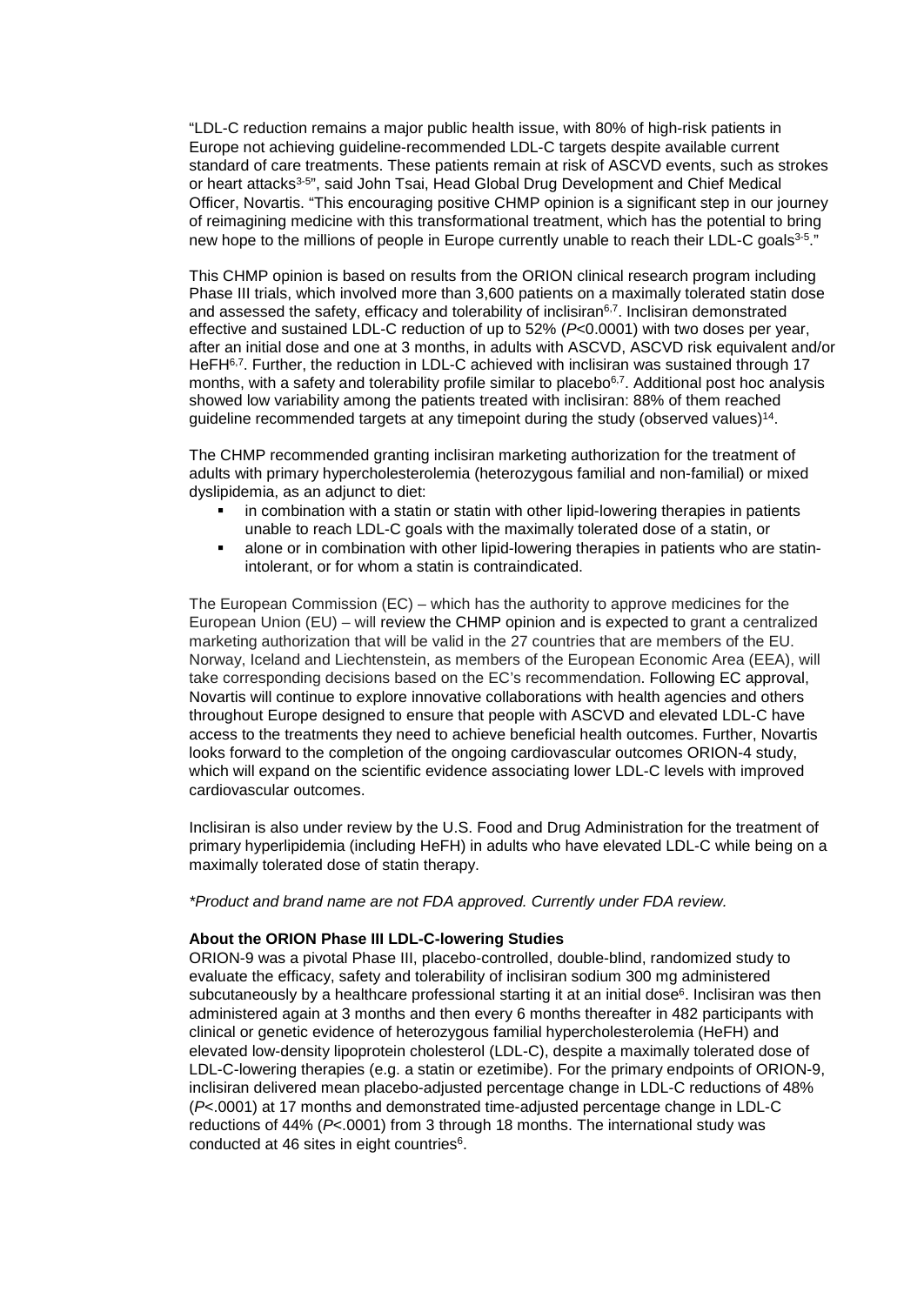"LDL-C reduction remains a major public health issue, with 80% of high-risk patients in Europe not achieving guideline-recommended LDL-C targets despite available current standard of care treatments. These patients remain at risk of ASCVD events, such as strokes or heart attacks[3-5]", said John Tsai, Head Global Drug Development and Chief Medical Officer, Novartis. "This encouraging positive CHMP opinion is a significant step in our journey of reimagining medicine with this transformational treatment, which has the potential to bring new hope to the millions of people in Europe currently unable to reach their LDL-C goals[3-5]."

This CHMP opinion is based on results from the ORION clinical research program including Phase III trials, which involved more than 3,600 patients on a maximally tolerated statin dose and assessed the safety, efficacy and tolerability of inclisiran[6,7]. Inclisiran demonstrated effective and sustained LDL-C reduction of up to 52% (*P*<0.0001) with two doses per year, after an initial dose and one at 3 months, in adults with ASCVD, ASCVD risk equivalent and/or HeFH[6,7]. Further, the reduction in LDL-C achieved with inclisiran was sustained through 17 months, with a safety and tolerability profile similar to placebo[6,7]. Additional post hoc analysis showed low variability among the patients treated with inclisiran: 88% of them reached guideline recommended targets at any timepoint during the study (observed values)[14].

The CHMP recommended granting inclisiran marketing authorization for the treatment of adults with primary hypercholesterolemia (heterozygous familial and non-familial) or mixed dyslipidemia, as an adjunct to diet:

- in combination with a statin or statin with other lipid-lowering therapies in patients unable to reach LDL-C goals with the maximally tolerated dose of a statin, or
- alone or in combination with other lipid-lowering therapies in patients who are statin-intolerant, or for whom a statin is contraindicated.

The European Commission (EC) – which has the authority to approve medicines for the European Union (EU) – will review the CHMP opinion and is expected to grant a centralized marketing authorization that will be valid in the 27 countries that are members of the EU. Norway, Iceland and Liechtenstein, as members of the European Economic Area (EEA), will take corresponding decisions based on the EC's recommendation. Following EC approval, Novartis will continue to explore innovative collaborations with health agencies and others throughout Europe designed to ensure that people with ASCVD and elevated LDL-C have access to the treatments they need to achieve beneficial health outcomes. Further, Novartis looks forward to the completion of the ongoing cardiovascular outcomes ORION-4 study, which will expand on the scientific evidence associating lower LDL-C levels with improved cardiovascular outcomes.

Inclisiran is also under review by the U.S. Food and Drug Administration for the treatment of primary hyperlipidemia (including HeFH) in adults who have elevated LDL-C while being on a maximally tolerated dose of statin therapy.

*\*Product and brand name are not FDA approved. Currently under FDA review.*

**About the ORION Phase III LDL-C-lowering Studies**

ORION-9 was a pivotal Phase III, placebo-controlled, double-blind, randomized study to evaluate the efficacy, safety and tolerability of inclisiran sodium 300 mg administered subcutaneously by a healthcare professional starting it at an initial dose[6]. Inclisiran was then administered again at 3 months and then every 6 months thereafter in 482 participants with clinical or genetic evidence of heterozygous familial hypercholesterolemia (HeFH) and elevated low-density lipoprotein cholesterol (LDL-C), despite a maximally tolerated dose of LDL-C-lowering therapies (e.g. a statin or ezetimibe). For the primary endpoints of ORION-9, inclisiran delivered mean placebo-adjusted percentage change in LDL-C reductions of 48% (*P*<.0001) at 17 months and demonstrated time-adjusted percentage change in LDL-C reductions of 44% (*P*<.0001) from 3 through 18 months. The international study was conducted at 46 sites in eight countries[6].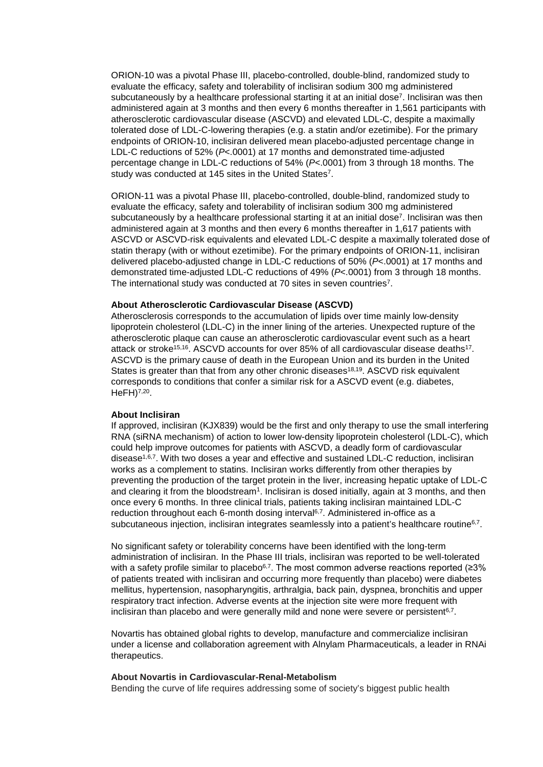ORION-10 was a pivotal Phase III, placebo-controlled, double-blind, randomized study to evaluate the efficacy, safety and tolerability of inclisiran sodium 300 mg administered subcutaneously by a healthcare professional starting it at an initial dose[7]. Inclisiran was then administered again at 3 months and then every 6 months thereafter in 1,561 participants with atherosclerotic cardiovascular disease (ASCVD) and elevated LDL-C, despite a maximally tolerated dose of LDL-C-lowering therapies (e.g. a statin and/or ezetimibe). For the primary endpoints of ORION-10, inclisiran delivered mean placebo-adjusted percentage change in LDL-C reductions of 52% (*P*<.0001) at 17 months and demonstrated time-adjusted percentage change in LDL-C reductions of 54% (*P*<.0001) from 3 through 18 months. The study was conducted at 145 sites in the United States[7].

ORION-11 was a pivotal Phase III, placebo-controlled, double-blind, randomized study to evaluate the efficacy, safety and tolerability of inclisiran sodium 300 mg administered subcutaneously by a healthcare professional starting it at an initial dose[7]. Inclisiran was then administered again at 3 months and then every 6 months thereafter in 1,617 patients with ASCVD or ASCVD-risk equivalents and elevated LDL-C despite a maximally tolerated dose of statin therapy (with or without ezetimibe). For the primary endpoints of ORION-11, inclisiran delivered placebo-adjusted change in LDL-C reductions of 50% (*P*<.0001) at 17 months and demonstrated time-adjusted LDL-C reductions of 49% (*P*<.0001) from 3 through 18 months. The international study was conducted at 70 sites in seven countries[7].

**About Atherosclerotic Cardiovascular Disease (ASCVD)**

Atherosclerosis corresponds to the accumulation of lipids over time mainly low-density lipoprotein cholesterol (LDL-C) in the inner lining of the arteries. Unexpected rupture of the atherosclerotic plaque can cause an atherosclerotic cardiovascular event such as a heart attack or stroke[15,16]. ASCVD accounts for over 85% of all cardiovascular disease deaths[17]. ASCVD is the primary cause of death in the European Union and its burden in the United States is greater than that from any other chronic diseases[18,19]. ASCVD risk equivalent corresponds to conditions that confer a similar risk for a ASCVD event (e.g. diabetes, HeFH)[7,20].

**About Inclisiran**

If approved, inclisiran (KJX839) would be the first and only therapy to use the small interfering RNA (siRNA mechanism) of action to lower low-density lipoprotein cholesterol (LDL-C), which could help improve outcomes for patients with ASCVD, a deadly form of cardiovascular disease[1,6,7]. With two doses a year and effective and sustained LDL-C reduction, inclisiran works as a complement to statins. Inclisiran works differently from other therapies by preventing the production of the target protein in the liver, increasing hepatic uptake of LDL-C and clearing it from the bloodstream[1]. Inclisiran is dosed initially, again at 3 months, and then once every 6 months. In three clinical trials, patients taking inclisiran maintained LDL-C reduction throughout each 6-month dosing interval[6,7]. Administered in-office as a subcutaneous injection, inclisiran integrates seamlessly into a patient's healthcare routine[6,7].

No significant safety or tolerability concerns have been identified with the long-term administration of inclisiran. In the Phase III trials, inclisiran was reported to be well-tolerated with a safety profile similar to placebo[6,7]. The most common adverse reactions reported (≥3% of patients treated with inclisiran and occurring more frequently than placebo) were diabetes mellitus, hypertension, nasopharyngitis, arthralgia, back pain, dyspnea, bronchitis and upper respiratory tract infection. Adverse events at the injection site were more frequent with inclisiran than placebo and were generally mild and none were severe or persistent[6,7].

Novartis has obtained global rights to develop, manufacture and commercialize inclisiran under a license and collaboration agreement with Alnylam Pharmaceuticals, a leader in RNAi therapeutics.

**About Novartis in Cardiovascular-Renal-Metabolism**

Bending the curve of life requires addressing some of society's biggest public health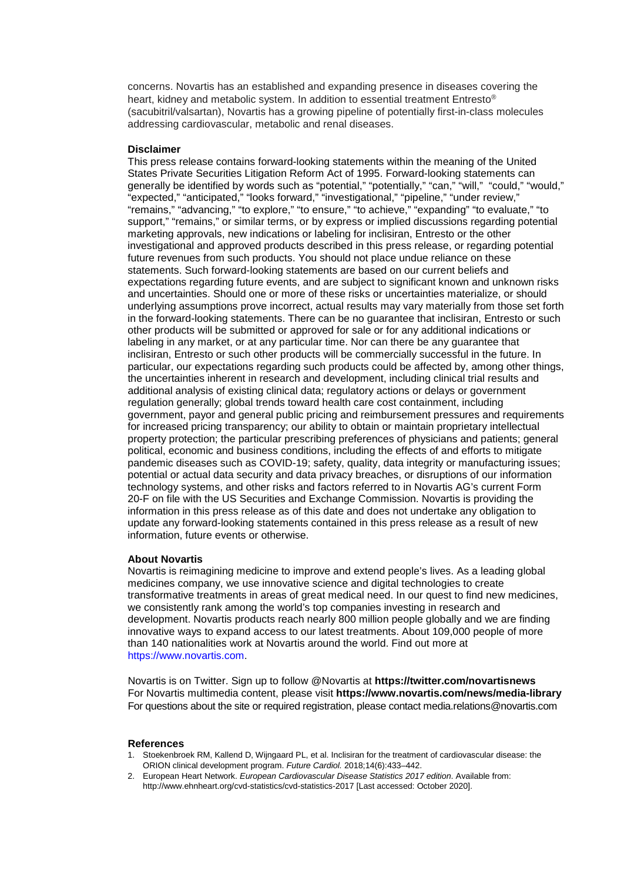concerns. Novartis has an established and expanding presence in diseases covering the heart, kidney and metabolic system. In addition to essential treatment Entresto® (sacubitril/valsartan), Novartis has a growing pipeline of potentially first-in-class molecules addressing cardiovascular, metabolic and renal diseases.

**Disclaimer**

This press release contains forward-looking statements within the meaning of the United States Private Securities Litigation Reform Act of 1995. Forward-looking statements can generally be identified by words such as "potential," "potentially," "can," "will," "could," "would," "expected," "anticipated," "looks forward," "investigational," "pipeline," "under review," "remains," "advancing," "to explore," "to ensure," "to achieve," "expanding" "to evaluate," "to support," "remains," or similar terms, or by express or implied discussions regarding potential marketing approvals, new indications or labeling for inclisiran, Entresto or the other investigational and approved products described in this press release, or regarding potential future revenues from such products. You should not place undue reliance on these statements. Such forward-looking statements are based on our current beliefs and expectations regarding future events, and are subject to significant known and unknown risks and uncertainties. Should one or more of these risks or uncertainties materialize, or should underlying assumptions prove incorrect, actual results may vary materially from those set forth in the forward-looking statements. There can be no guarantee that inclisiran, Entresto or such other products will be submitted or approved for sale or for any additional indications or labeling in any market, or at any particular time. Nor can there be any guarantee that inclisiran, Entresto or such other products will be commercially successful in the future. In particular, our expectations regarding such products could be affected by, among other things, the uncertainties inherent in research and development, including clinical trial results and additional analysis of existing clinical data; regulatory actions or delays or government regulation generally; global trends toward health care cost containment, including government, payor and general public pricing and reimbursement pressures and requirements for increased pricing transparency; our ability to obtain or maintain proprietary intellectual property protection; the particular prescribing preferences of physicians and patients; general political, economic and business conditions, including the effects of and efforts to mitigate pandemic diseases such as COVID-19; safety, quality, data integrity or manufacturing issues; potential or actual data security and data privacy breaches, or disruptions of our information technology systems, and other risks and factors referred to in Novartis AG's current Form 20-F on file with the US Securities and Exchange Commission. Novartis is providing the information in this press release as of this date and does not undertake any obligation to update any forward-looking statements contained in this press release as a result of new information, future events or otherwise.

**About Novartis**

Novartis is reimagining medicine to improve and extend people's lives. As a leading global medicines company, we use innovative science and digital technologies to create transformative treatments in areas of great medical need. In our quest to find new medicines, we consistently rank among the world's top companies investing in research and development. Novartis products reach nearly 800 million people globally and we are finding innovative ways to expand access to our latest treatments. About 109,000 people of more than 140 nationalities work at Novartis around the world. Find out more at https://www.novartis.com.

Novartis is on Twitter. Sign up to follow @Novartis at **https://twitter.com/novartisnews**
For Novartis multimedia content, please visit **https://www.novartis.com/news/media-library**
For questions about the site or required registration, please contact media.relations@novartis.com

**References**

1. Stoekenbroek RM, Kallend D, Wijngaard PL, et al. Inclisiran for the treatment of cardiovascular disease: the ORION clinical development program. *Future Cardiol.* 2018;14(6):433–442.
2. European Heart Network. *European Cardiovascular Disease Statistics 2017 edition*. Available from: http://www.ehnheart.org/cvd-statistics/cvd-statistics-2017 [Last accessed: October 2020].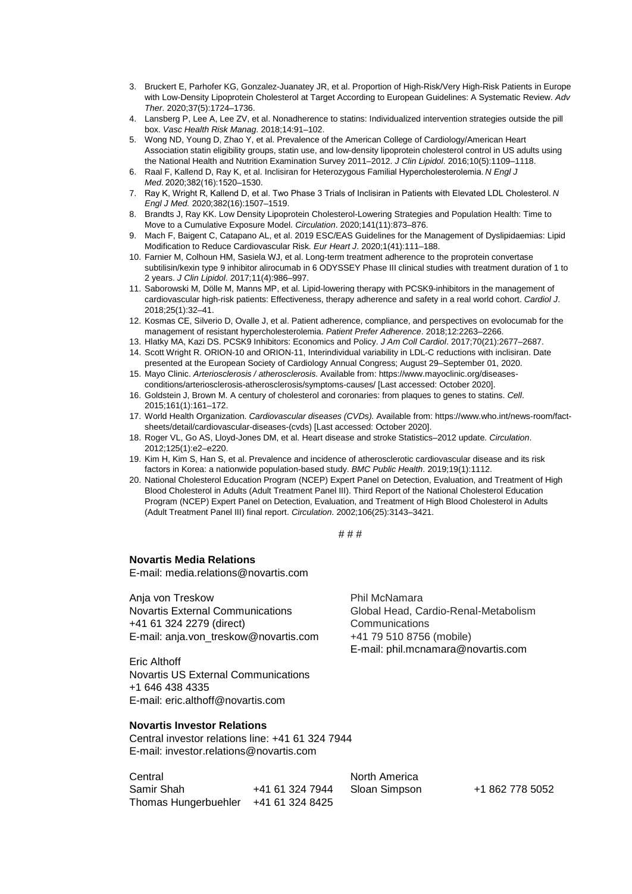3. Bruckert E, Parhofer KG, Gonzalez-Juanatey JR, et al. Proportion of High-Risk/Very High-Risk Patients in Europe with Low-Density Lipoprotein Cholesterol at Target According to European Guidelines: A Systematic Review. *Adv Ther*. 2020;37(5):1724–1736.
4. Lansberg P, Lee A, Lee ZV, et al. Nonadherence to statins: Individualized intervention strategies outside the pill box. *Vasc Health Risk Manag*. 2018;14:91–102.
5. Wong ND, Young D, Zhao Y, et al. Prevalence of the American College of Cardiology/American Heart Association statin eligibility groups, statin use, and low-density lipoprotein cholesterol control in US adults using the National Health and Nutrition Examination Survey 2011–2012. *J Clin Lipidol*. 2016;10(5):1109–1118.
6. Raal F, Kallend D, Ray K, et al. Inclisiran for Heterozygous Familial Hypercholesterolemia. *N Engl J Med*. 2020;382(16):1520–1530.
7. Ray K, Wright R, Kallend D, et al. Two Phase 3 Trials of Inclisiran in Patients with Elevated LDL Cholesterol. *N Engl J Med.* 2020;382(16):1507–1519.
8. Brandts J, Ray KK. Low Density Lipoprotein Cholesterol-Lowering Strategies and Population Health: Time to Move to a Cumulative Exposure Model. *Circulation*. 2020;141(11):873–876.
9. Mach F, Baigent C, Catapano AL, et al. 2019 ESC/EAS Guidelines for the Management of Dyslipidaemias: Lipid Modification to Reduce Cardiovascular Risk. *Eur Heart J*. 2020;1(41):111–188.
10. Farnier M, Colhoun HM, Sasiela WJ, et al. Long-term treatment adherence to the proprotein convertase subtilisin/kexin type 9 inhibitor alirocumab in 6 ODYSSEY Phase III clinical studies with treatment duration of 1 to 2 years. *J Clin Lipidol*. 2017;11(4):986–997.
11. Saborowski M, Dölle M, Manns MP, et al. Lipid-lowering therapy with PCSK9-inhibitors in the management of cardiovascular high-risk patients: Effectiveness, therapy adherence and safety in a real world cohort. *Cardiol J*. 2018;25(1):32–41.
12. Kosmas CE, Silverio D, Ovalle J, et al. Patient adherence, compliance, and perspectives on evolocumab for the management of resistant hypercholesterolemia. *Patient Prefer Adherence*. 2018;12:2263–2266.
13. Hlatky MA, Kazi DS. PCSK9 Inhibitors: Economics and Policy. *J Am Coll Cardiol*. 2017;70(21):2677–2687.
14. Scott Wright R. ORION-10 and ORION-11, Interindividual variability in LDL-C reductions with inclisiran. Date presented at the European Society of Cardiology Annual Congress; August 29–September 01, 2020.
15. Mayo Clinic. *Arteriosclerosis / atherosclerosis*. Available from: https://www.mayoclinic.org/diseases-conditions/arteriosclerosis-atherosclerosis/symptoms-causes/ [Last accessed: October 2020].
16. Goldstein J, Brown M. A century of cholesterol and coronaries: from plaques to genes to statins. *Cell*. 2015;161(1):161–172.
17. World Health Organization. *Cardiovascular diseases (CVDs).* Available from: https://www.who.int/news-room/fact-sheets/detail/cardiovascular-diseases-(cvds) [Last accessed: October 2020].
18. Roger VL, Go AS, Lloyd-Jones DM, et al. Heart disease and stroke Statistics–2012 update. *Circulation*. 2012;125(1):e2–e220.
19. Kim H, Kim S, Han S, et al. Prevalence and incidence of atherosclerotic cardiovascular disease and its risk factors in Korea: a nationwide population-based study. *BMC Public Health*. 2019;19(1):1112.
20. National Cholesterol Education Program (NCEP) Expert Panel on Detection, Evaluation, and Treatment of High Blood Cholesterol in Adults (Adult Treatment Panel III). Third Report of the National Cholesterol Education Program (NCEP) Expert Panel on Detection, Evaluation, and Treatment of High Blood Cholesterol in Adults (Adult Treatment Panel III) final report. *Circulation*. 2002;106(25):3143–3421.

# # #

**Novartis Media Relations**
E-mail: media.relations@novartis.com

Anja von Treskow
Novartis External Communications
+41 61 324 2279 (direct)
E-mail: anja.von_treskow@novartis.com

Phil McNamara
Global Head, Cardio-Renal-Metabolism Communications
+41 79 510 8756 (mobile)
E-mail: phil.mcnamara@novartis.com

Eric Althoff
Novartis US External Communications
+1 646 438 4335
E-mail: eric.althoff@novartis.com

**Novartis Investor Relations**
Central investor relations line: +41 61 324 7944
E-mail: investor.relations@novartis.com

| | | | |
|---|---|---|---|
| Central | | North America | |
| Samir Shah | +41 61 324 7944 | Sloan Simpson | +1 862 778 5052 |
| Thomas Hungerbuehler | +41 61 324 8425 | | |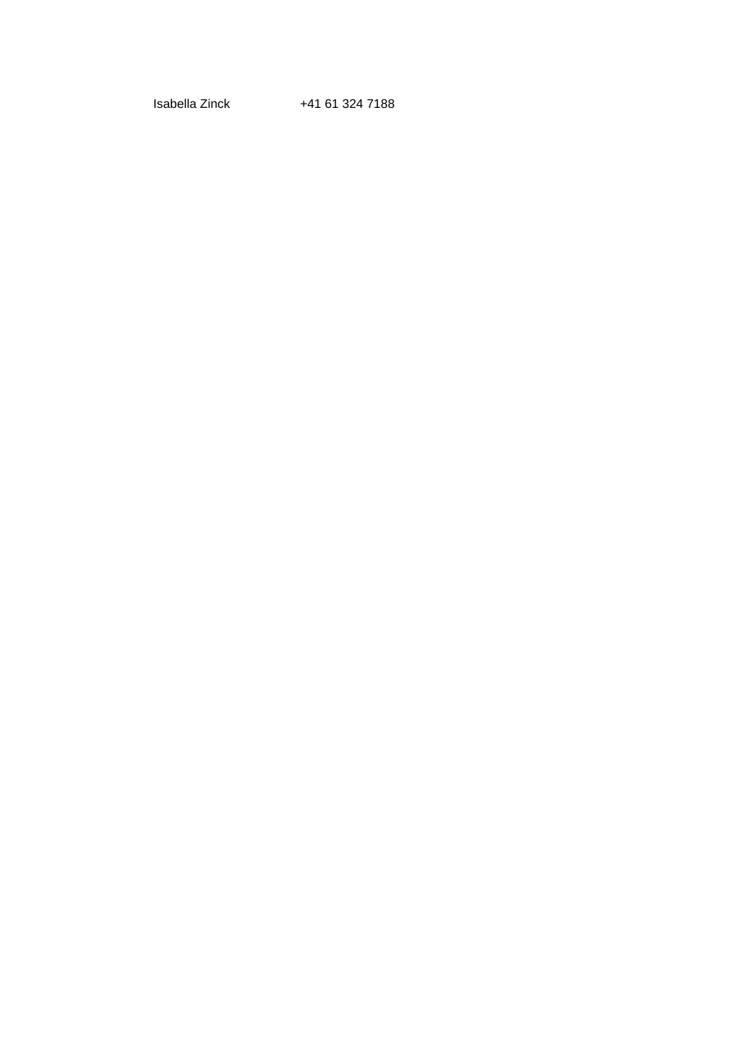Isabella Zinck +41 61 324 7188